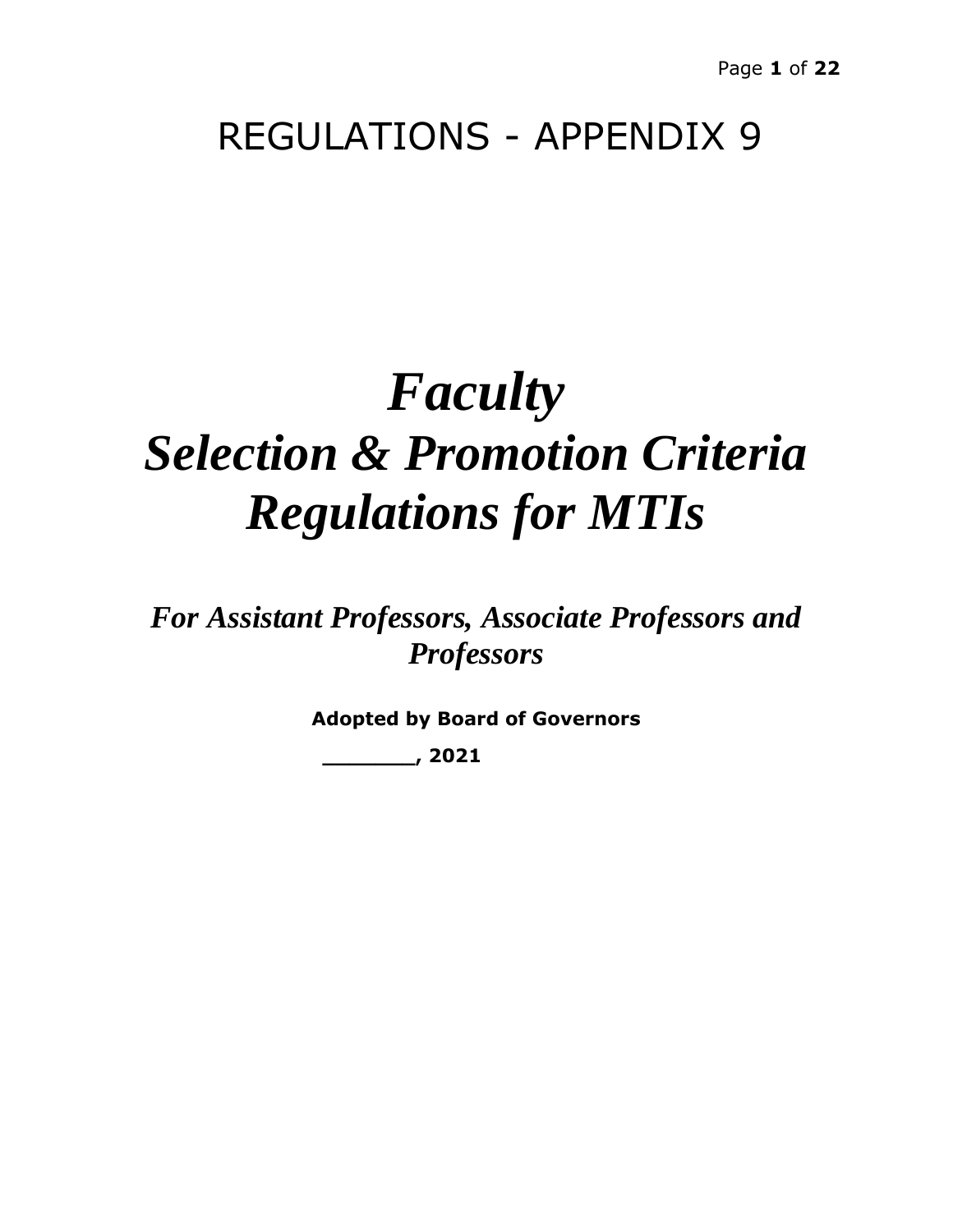# REGULATIONS - APPENDIX 9

# *Faculty*
# *Selection & Promotion Criteria*
# *Regulations for MTIs*

## *For Assistant Professors, Associate Professors and Professors*

**Adopted by Board of Governors**

**_______, 2021**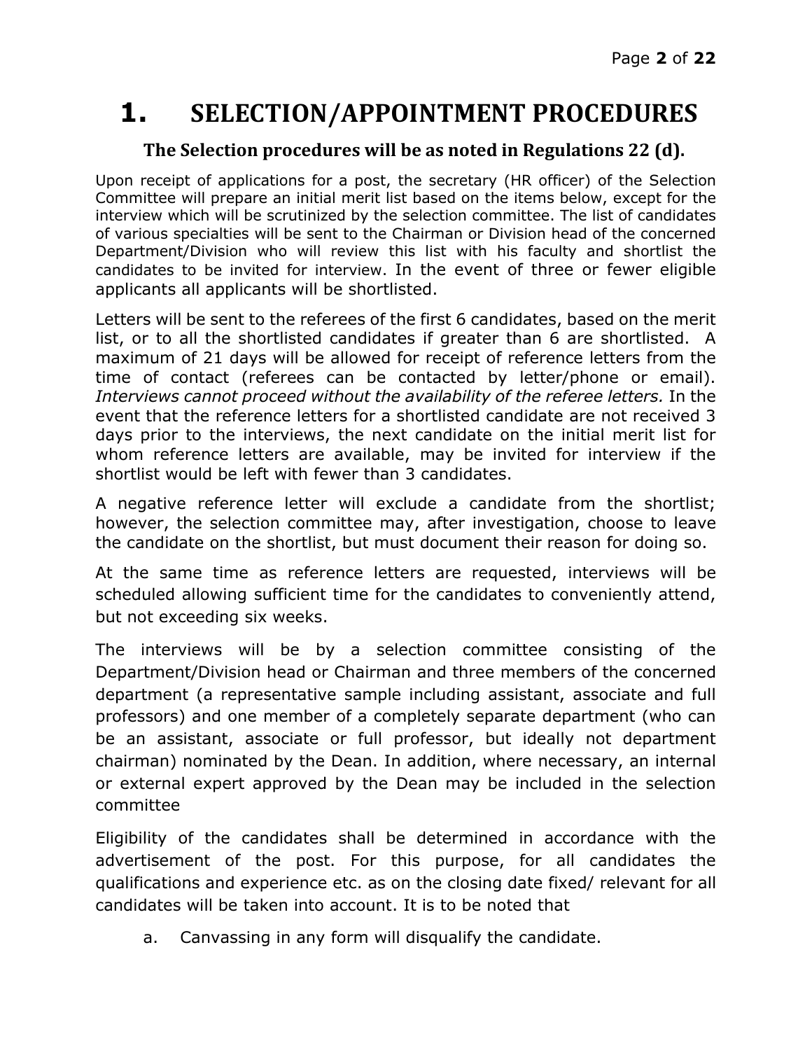# 1. SELECTION/APPOINTMENT PROCEDURES

### The Selection procedures will be as noted in Regulations 22 (d).

Upon receipt of applications for a post, the secretary (HR officer) of the Selection Committee will prepare an initial merit list based on the items below, except for the interview which will be scrutinized by the selection committee. The list of candidates of various specialties will be sent to the Chairman or Division head of the concerned Department/Division who will review this list with his faculty and shortlist the candidates to be invited for interview. In the event of three or fewer eligible applicants all applicants will be shortlisted.

Letters will be sent to the referees of the first 6 candidates, based on the merit list, or to all the shortlisted candidates if greater than 6 are shortlisted. A maximum of 21 days will be allowed for receipt of reference letters from the time of contact (referees can be contacted by letter/phone or email). *Interviews cannot proceed without the availability of the referee letters.* In the event that the reference letters for a shortlisted candidate are not received 3 days prior to the interviews, the next candidate on the initial merit list for whom reference letters are available, may be invited for interview if the shortlist would be left with fewer than 3 candidates.

A negative reference letter will exclude a candidate from the shortlist; however, the selection committee may, after investigation, choose to leave the candidate on the shortlist, but must document their reason for doing so.

At the same time as reference letters are requested, interviews will be scheduled allowing sufficient time for the candidates to conveniently attend, but not exceeding six weeks.

The interviews will be by a selection committee consisting of the Department/Division head or Chairman and three members of the concerned department (a representative sample including assistant, associate and full professors) and one member of a completely separate department (who can be an assistant, associate or full professor, but ideally not department chairman) nominated by the Dean. In addition, where necessary, an internal or external expert approved by the Dean may be included in the selection committee

Eligibility of the candidates shall be determined in accordance with the advertisement of the post. For this purpose, for all candidates the qualifications and experience etc. as on the closing date fixed/ relevant for all candidates will be taken into account. It is to be noted that

a. Canvassing in any form will disqualify the candidate.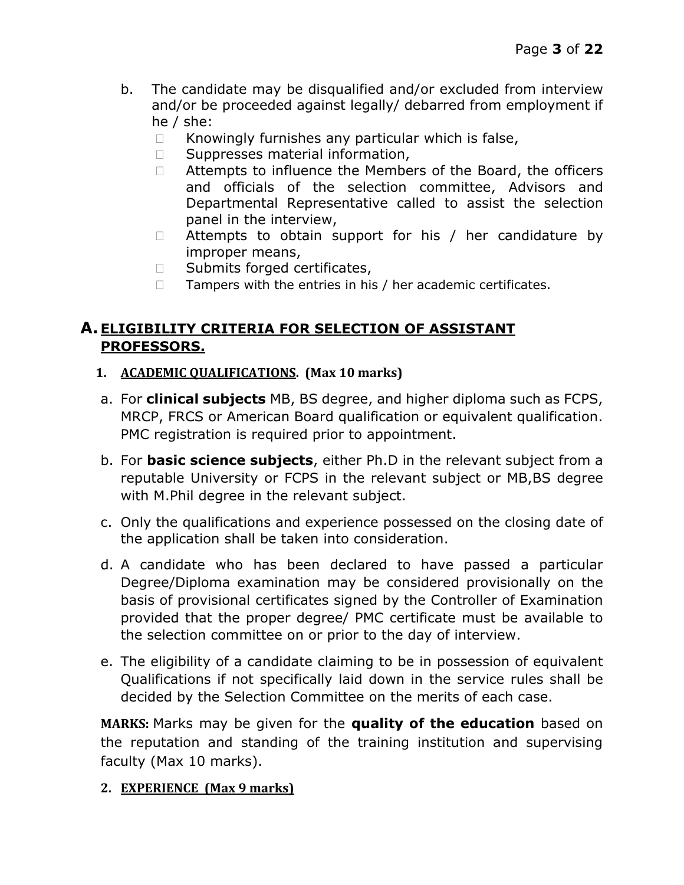b. The candidate may be disqualified and/or excluded from interview and/or be proceeded against legally/ debarred from employment if he / she:
   - Knowingly furnishes any particular which is false,
   - Suppresses material information,
   - Attempts to influence the Members of the Board, the officers and officials of the selection committee, Advisors and Departmental Representative called to assist the selection panel in the interview,
   - Attempts to obtain support for his / her candidature by improper means,
   - Submits forged certificates,
   - Tampers with the entries in his / her academic certificates.

## A. ELIGIBILITY CRITERIA FOR SELECTION OF ASSISTANT PROFESSORS.

### 1. ACADEMIC QUALIFICATIONS. (Max 10 marks)

a. For **clinical subjects** MB, BS degree, and higher diploma such as FCPS, MRCP, FRCS or American Board qualification or equivalent qualification. PMC registration is required prior to appointment.

b. For **basic science subjects**, either Ph.D in the relevant subject from a reputable University or FCPS in the relevant subject or MB,BS degree with M.Phil degree in the relevant subject.

c. Only the qualifications and experience possessed on the closing date of the application shall be taken into consideration.

d. A candidate who has been declared to have passed a particular Degree/Diploma examination may be considered provisionally on the basis of provisional certificates signed by the Controller of Examination provided that the proper degree/ PMC certificate must be available to the selection committee on or prior to the day of interview.

e. The eligibility of a candidate claiming to be in possession of equivalent Qualifications if not specifically laid down in the service rules shall be decided by the Selection Committee on the merits of each case.

**MARKS:** Marks may be given for the **quality of the education** based on the reputation and standing of the training institution and supervising faculty (Max 10 marks).

### 2. EXPERIENCE (Max 9 marks)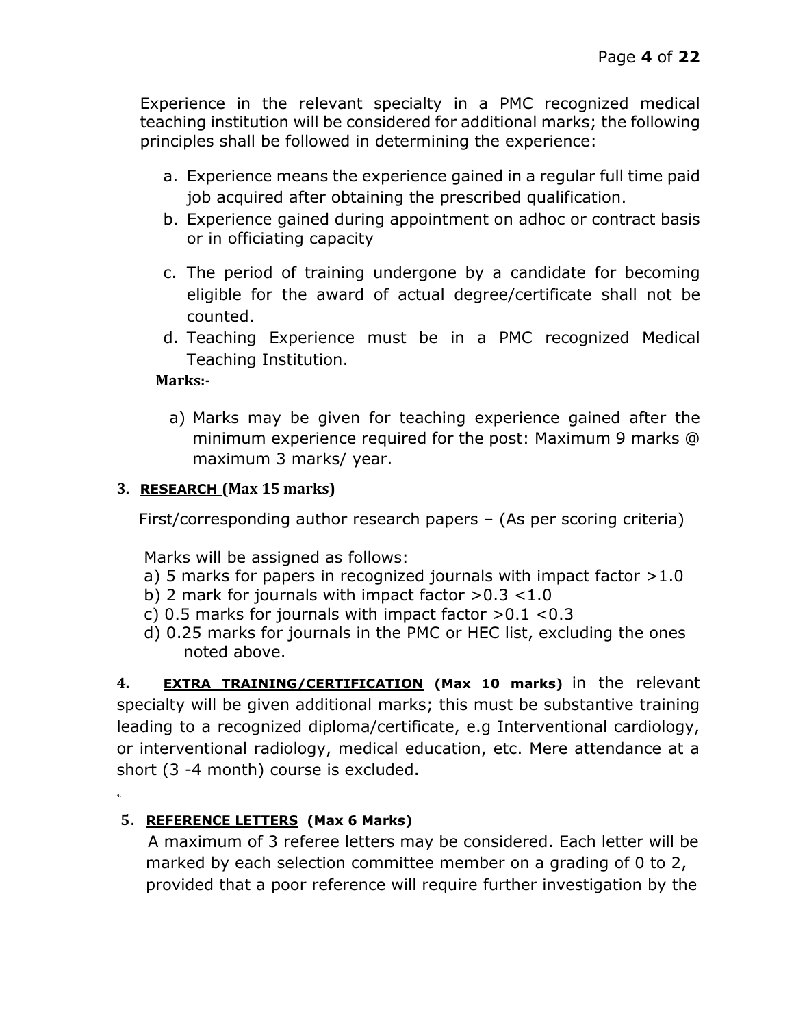Experience in the relevant specialty in a PMC recognized medical teaching institution will be considered for additional marks; the following principles shall be followed in determining the experience:

a. Experience means the experience gained in a regular full time paid job acquired after obtaining the prescribed qualification.
b. Experience gained during appointment on adhoc or contract basis or in officiating capacity
c. The period of training undergone by a candidate for becoming eligible for the award of actual degree/certificate shall not be counted.
d. Teaching Experience must be in a PMC recognized Medical Teaching Institution.

**Marks:-**

a) Marks may be given for teaching experience gained after the minimum experience required for the post: Maximum 9 marks @ maximum 3 marks/ year.

### 3. RESEARCH (Max 15 marks)

First/corresponding author research papers – (As per scoring criteria)

Marks will be assigned as follows:

a) 5 marks for papers in recognized journals with impact factor >1.0
b) 2 mark for journals with impact factor >0.3 <1.0
c) 0.5 marks for journals with impact factor >0.1 <0.3
d) 0.25 marks for journals in the PMC or HEC list, excluding the ones noted above.

**4. EXTRA TRAINING/CERTIFICATION (Max 10 marks)** in the relevant specialty will be given additional marks; this must be substantive training leading to a recognized diploma/certificate, e.g Interventional cardiology, or interventional radiology, medical education, etc. Mere attendance at a short (3 -4 month) course is excluded.

4.

### 5. REFERENCE LETTERS (Max 6 Marks)

A maximum of 3 referee letters may be considered. Each letter will be marked by each selection committee member on a grading of 0 to 2, provided that a poor reference will require further investigation by the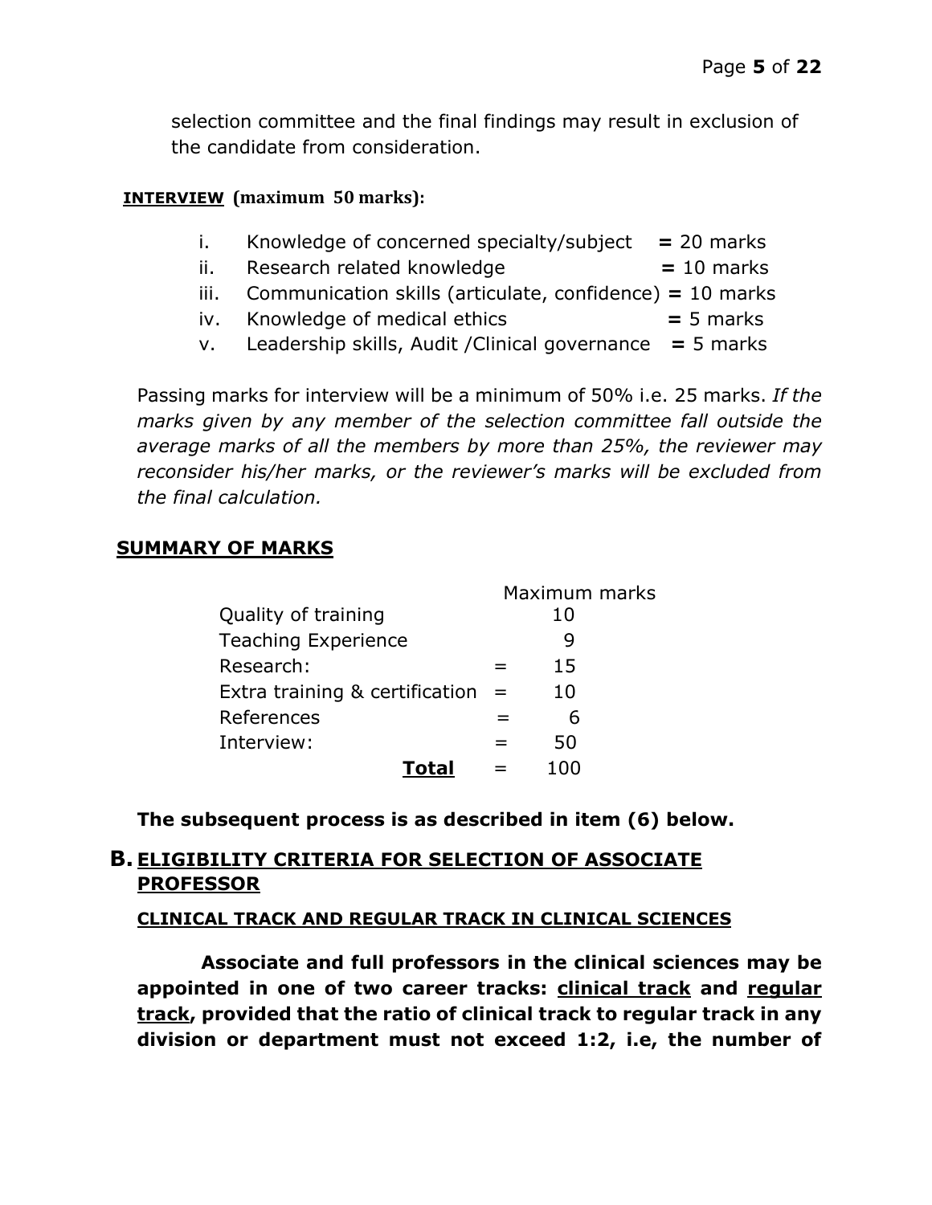selection committee and the final findings may result in exclusion of the candidate from consideration.

**INTERVIEW (maximum 50 marks):**

i. Knowledge of concerned specialty/subject **=** 20 marks
ii. Research related knowledge **=** 10 marks
iii. Communication skills (articulate, confidence) **=** 10 marks
iv. Knowledge of medical ethics **=** 5 marks
v. Leadership skills, Audit /Clinical governance **=** 5 marks

Passing marks for interview will be a minimum of 50% i.e. 25 marks. *If the marks given by any member of the selection committee fall outside the average marks of all the members by more than 25%, the reviewer may reconsider his/her marks, or the reviewer's marks will be excluded from the final calculation.*

**SUMMARY OF MARKS**

| | | Maximum marks |
|---|---|---|
| Quality of training | | 10 |
| Teaching Experience | | 9 |
| Research: | = | 15 |
| Extra training & certification | = | 10 |
| References | = | 6 |
| Interview: | = | 50 |
| **Total** | = | 100 |

**The subsequent process is as described in item (6) below.**

## B. ELIGIBILITY CRITERIA FOR SELECTION OF ASSOCIATE PROFESSOR

### CLINICAL TRACK AND REGULAR TRACK IN CLINICAL SCIENCES

**Associate and full professors in the clinical sciences may be appointed in one of two career tracks: clinical track and regular track, provided that the ratio of clinical track to regular track in any division or department must not exceed 1:2, i.e, the number of**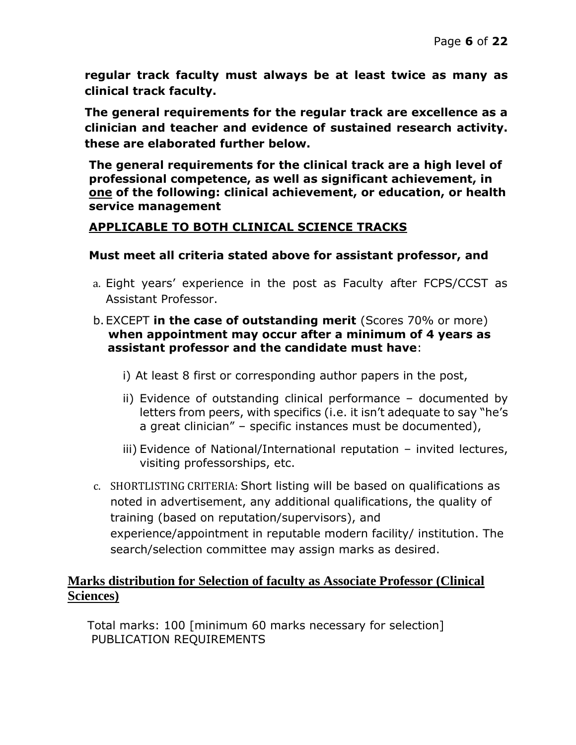**regular track faculty must always be at least twice as many as clinical track faculty.**

**The general requirements for the regular track are excellence as a clinician and teacher and evidence of sustained research activity. these are elaborated further below.**

**The general requirements for the clinical track are a high level of professional competence, as well as significant achievement, in <u>one</u> of the following: clinical achievement, or education, or health service management**

**<u>APPLICABLE TO BOTH CLINICAL SCIENCE TRACKS</u>**

**Must meet all criteria stated above for assistant professor, and**

a. Eight years' experience in the post as Faculty after FCPS/CCST as Assistant Professor.

b. EXCEPT **in the case of outstanding merit** (Scores 70% or more) **when appointment may occur after a minimum of 4 years as assistant professor and the candidate must have**:

   i) At least 8 first or corresponding author papers in the post,

   ii) Evidence of outstanding clinical performance – documented by letters from peers, with specifics (i.e. it isn't adequate to say "he's a great clinician" – specific instances must be documented),

   iii) Evidence of National/International reputation – invited lectures, visiting professorships, etc.

c. SHORTLISTING CRITERIA: Short listing will be based on qualifications as noted in advertisement, any additional qualifications, the quality of training (based on reputation/supervisors), and experience/appointment in reputable modern facility/ institution. The search/selection committee may assign marks as desired.

## <u>Marks distribution for Selection of faculty as Associate Professor (Clinical Sciences)</u>

Total marks: 100 [minimum 60 marks necessary for selection]

PUBLICATION REQUIREMENTS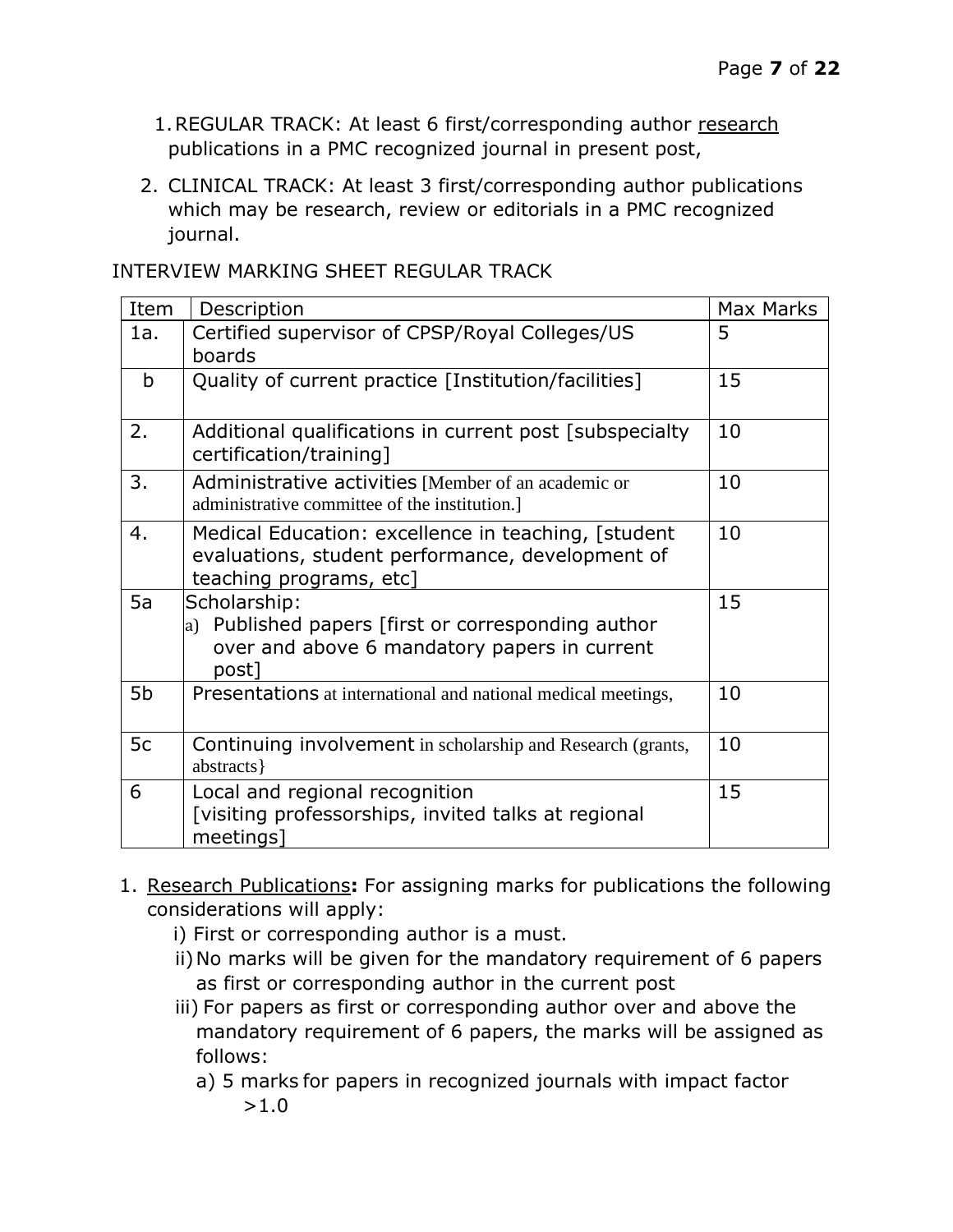1. REGULAR TRACK: At least 6 first/corresponding author <u>research</u> publications in a PMC recognized journal in present post,
2. CLINICAL TRACK: At least 3 first/corresponding author publications which may be research, review or editorials in a PMC recognized journal.

INTERVIEW MARKING SHEET REGULAR TRACK

| Item | Description | Max Marks |
|---|---|---|
| 1a. | Certified supervisor of CPSP/Royal Colleges/US boards | 5 |
| b | Quality of current practice [Institution/facilities] | 15 |
| 2. | Additional qualifications in current post [subspecialty certification/training] | 10 |
| 3. | Administrative activities [Member of an academic or administrative committee of the institution.] | 10 |
| 4. | Medical Education: excellence in teaching, [student evaluations, student performance, development of teaching programs, etc] | 10 |
| 5a | Scholarship:<br>a) Published papers [first or corresponding author over and above 6 mandatory papers in current post] | 15 |
| 5b | Presentations at international and national medical meetings, | 10 |
| 5c | Continuing involvement in scholarship and Research (grants, abstracts} | 10 |
| 6 | Local and regional recognition<br>[visiting professorships, invited talks at regional meetings] | 15 |

1. <u>Research Publications</u>**:** For assigning marks for publications the following considerations will apply:
   i) First or corresponding author is a must.
   ii) No marks will be given for the mandatory requirement of 6 papers as first or corresponding author in the current post
   iii) For papers as first or corresponding author over and above the mandatory requirement of 6 papers, the marks will be assigned as follows:
      a) 5 marks for papers in recognized journals with impact factor >1.0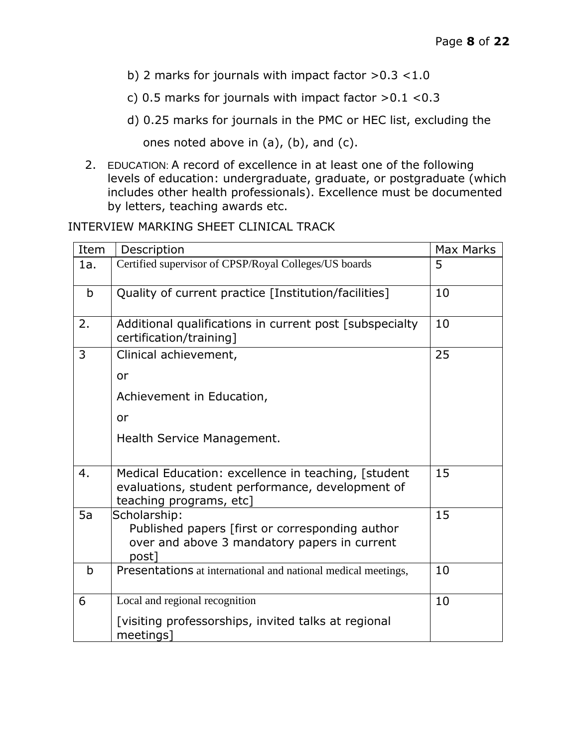b) 2 marks for journals with impact factor >0.3 <1.0

c) 0.5 marks for journals with impact factor >0.1 <0.3

d) 0.25 marks for journals in the PMC or HEC list, excluding the ones noted above in (a), (b), and (c).

2. EDUCATION: A record of excellence in at least one of the following levels of education: undergraduate, graduate, or postgraduate (which includes other health professionals). Excellence must be documented by letters, teaching awards etc.

INTERVIEW MARKING SHEET CLINICAL TRACK

| Item | Description | Max Marks |
|---|---|---|
| 1a. | Certified supervisor of CPSP/Royal Colleges/US boards | 5 |
| b | Quality of current practice [Institution/facilities] | 10 |
| 2. | Additional qualifications in current post [subspecialty certification/training] | 10 |
| 3 | Clinical achievement,<br>or<br>Achievement in Education,<br>or<br>Health Service Management. | 25 |
| 4. | Medical Education: excellence in teaching, [student evaluations, student performance, development of teaching programs, etc] | 15 |
| 5a | Scholarship:<br>Published papers [first or corresponding author over and above 3 mandatory papers in current post] | 15 |
| b | Presentations at international and national medical meetings, | 10 |
| 6 | Local and regional recognition<br>[visiting professorships, invited talks at regional meetings] | 10 |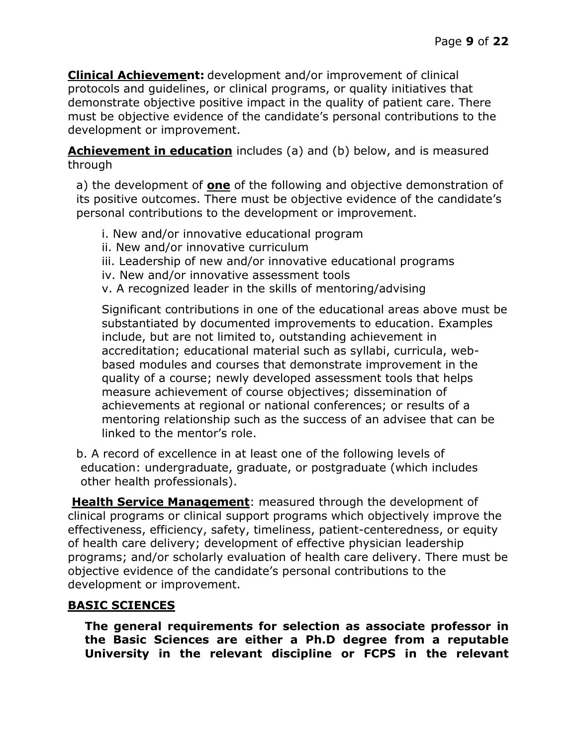**<u>Clinical Achievement</u>:** development and/or improvement of clinical protocols and guidelines, or clinical programs, or quality initiatives that demonstrate objective positive impact in the quality of patient care. There must be objective evidence of the candidate's personal contributions to the development or improvement.

**<u>Achievement in education</u>** includes (a) and (b) below, and is measured through

a) the development of **<u>one</u>** of the following and objective demonstration of its positive outcomes. There must be objective evidence of the candidate's personal contributions to the development or improvement.

i. New and/or innovative educational program
ii. New and/or innovative curriculum
iii. Leadership of new and/or innovative educational programs
iv. New and/or innovative assessment tools
v. A recognized leader in the skills of mentoring/advising

Significant contributions in one of the educational areas above must be substantiated by documented improvements to education. Examples include, but are not limited to, outstanding achievement in accreditation; educational material such as syllabi, curricula, web-based modules and courses that demonstrate improvement in the quality of a course; newly developed assessment tools that helps measure achievement of course objectives; dissemination of achievements at regional or national conferences; or results of a mentoring relationship such as the success of an advisee that can be linked to the mentor's role.

b. A record of excellence in at least one of the following levels of education: undergraduate, graduate, or postgraduate (which includes other health professionals).

**<u>Health Service Management</u>**: measured through the development of clinical programs or clinical support programs which objectively improve the effectiveness, efficiency, safety, timeliness, patient-centeredness, or equity of health care delivery; development of effective physician leadership programs; and/or scholarly evaluation of health care delivery. There must be objective evidence of the candidate's personal contributions to the development or improvement.

## <u>BASIC SCIENCES</u>

**The general requirements for selection as associate professor in the Basic Sciences are either a Ph.D degree from a reputable University in the relevant discipline or FCPS in the relevant**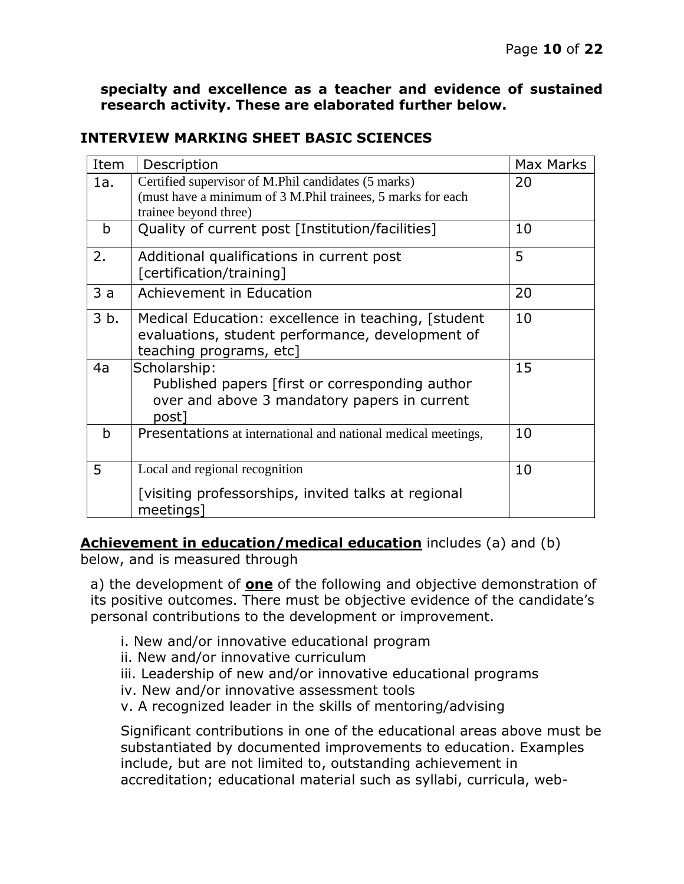**specialty and excellence as a teacher and evidence of sustained research activity. These are elaborated further below.**

## INTERVIEW MARKING SHEET BASIC SCIENCES

| Item | Description | Max Marks |
|---|---|---|
| 1a. | Certified supervisor of M.Phil candidates (5 marks) (must have a minimum of 3 M.Phil trainees, 5 marks for each trainee beyond three) | 20 |
| b | Quality of current post [Institution/facilities] | 10 |
| 2. | Additional qualifications in current post [certification/training] | 5 |
| 3 a | Achievement in Education | 20 |
| 3 b. | Medical Education: excellence in teaching, [student evaluations, student performance, development of teaching programs, etc] | 10 |
| 4a | Scholarship: Published papers [first or corresponding author over and above 3 mandatory papers in current post] | 15 |
| b | Presentations at international and national medical meetings, | 10 |
| 5 | Local and regional recognition [visiting professorships, invited talks at regional meetings] | 10 |

**Achievement in education/medical education** includes (a) and (b) below, and is measured through

a) the development of **one** of the following and objective demonstration of its positive outcomes. There must be objective evidence of the candidate's personal contributions to the development or improvement.

i. New and/or innovative educational program
ii. New and/or innovative curriculum
iii. Leadership of new and/or innovative educational programs
iv. New and/or innovative assessment tools
v. A recognized leader in the skills of mentoring/advising

Significant contributions in one of the educational areas above must be substantiated by documented improvements to education. Examples include, but are not limited to, outstanding achievement in accreditation; educational material such as syllabi, curricula, web-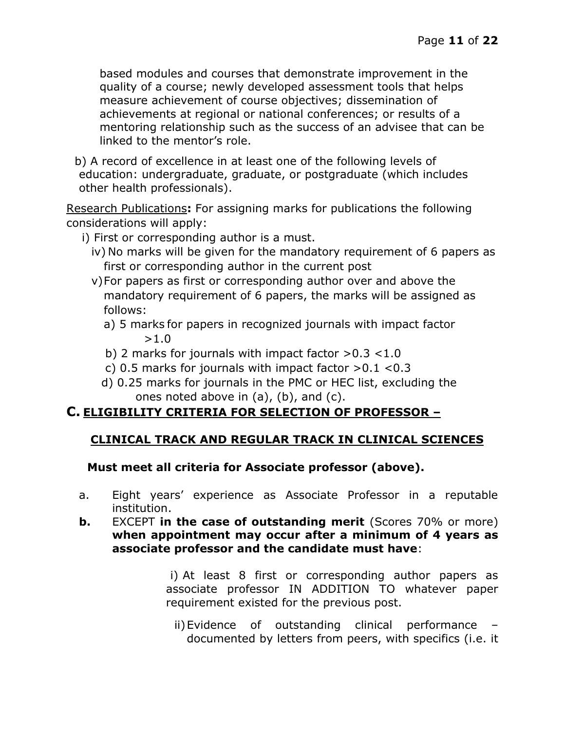based modules and courses that demonstrate improvement in the quality of a course; newly developed assessment tools that helps measure achievement of course objectives; dissemination of achievements at regional or national conferences; or results of a mentoring relationship such as the success of an advisee that can be linked to the mentor's role.

b) A record of excellence in at least one of the following levels of education: undergraduate, graduate, or postgraduate (which includes other health professionals).

Research Publications**:** For assigning marks for publications the following considerations will apply:

i) First or corresponding author is a must.

iv) No marks will be given for the mandatory requirement of 6 papers as first or corresponding author in the current post

v) For papers as first or corresponding author over and above the mandatory requirement of 6 papers, the marks will be assigned as follows:

a) 5 marks for papers in recognized journals with impact factor >1.0

b) 2 marks for journals with impact factor >0.3 <1.0

c) 0.5 marks for journals with impact factor >0.1 <0.3

d) 0.25 marks for journals in the PMC or HEC list, excluding the ones noted above in (a), (b), and (c).

## C. ELIGIBILITY CRITERIA FOR SELECTION OF PROFESSOR –

### CLINICAL TRACK AND REGULAR TRACK IN CLINICAL SCIENCES

**Must meet all criteria for Associate professor (above).**

a. Eight years' experience as Associate Professor in a reputable institution.

**b.** EXCEPT **in the case of outstanding merit** (Scores 70% or more) **when appointment may occur after a minimum of 4 years as associate professor and the candidate must have**:

i) At least 8 first or corresponding author papers as associate professor IN ADDITION TO whatever paper requirement existed for the previous post.

ii) Evidence of outstanding clinical performance – documented by letters from peers, with specifics (i.e. it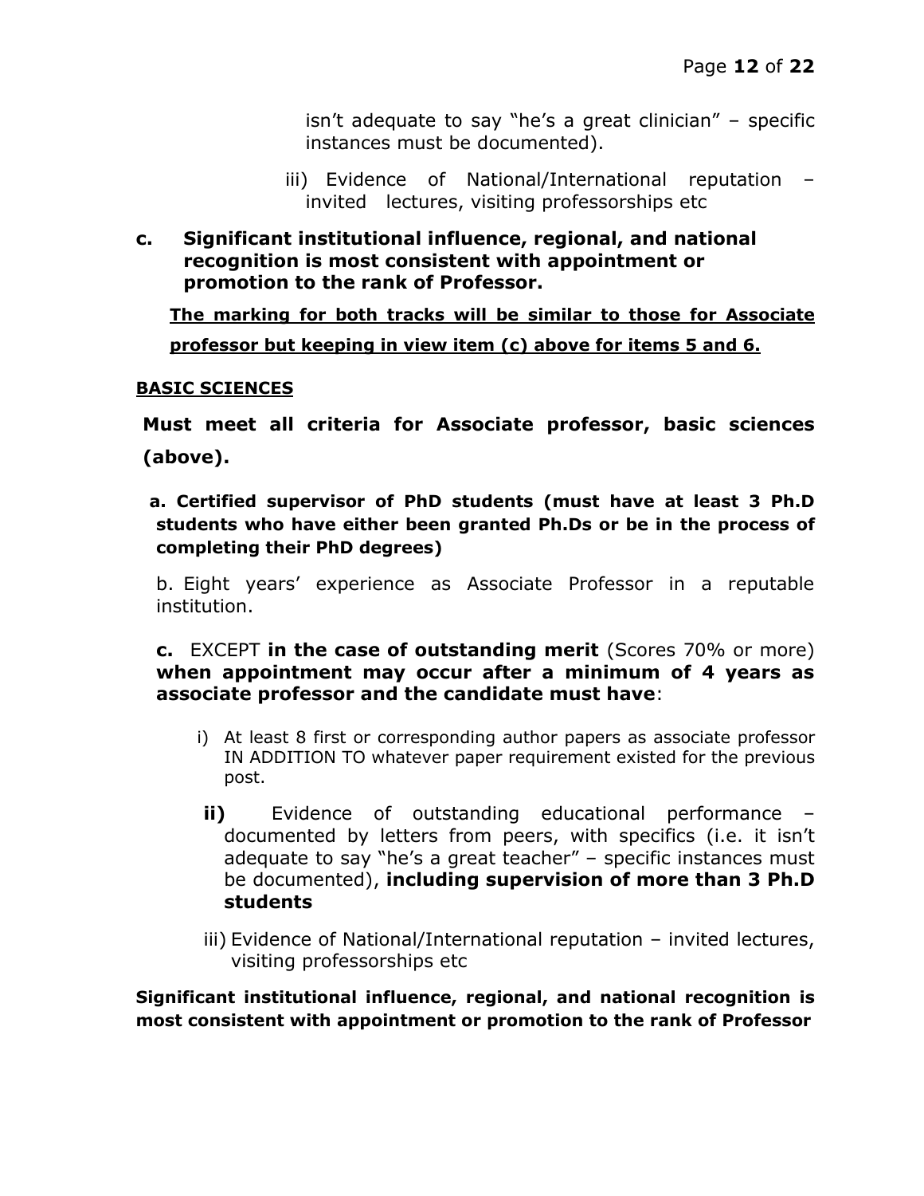isn't adequate to say "he's a great clinician" – specific instances must be documented).

iii) Evidence of National/International reputation – invited lectures, visiting professorships etc

**c. Significant institutional influence, regional, and national recognition is most consistent with appointment or promotion to the rank of Professor.**

**<u>The marking for both tracks will be similar to those for Associate professor but keeping in view item (c) above for items 5 and 6.</u>**

**<u>BASIC SCIENCES</u>**

**Must meet all criteria for Associate professor, basic sciences (above).**

**a. Certified supervisor of PhD students (must have at least 3 Ph.D students who have either been granted Ph.Ds or be in the process of completing their PhD degrees)**

b. Eight years' experience as Associate Professor in a reputable institution.

**c.** EXCEPT **in the case of outstanding merit** (Scores 70% or more) **when appointment may occur after a minimum of 4 years as associate professor and the candidate must have**:

i) At least 8 first or corresponding author papers as associate professor IN ADDITION TO whatever paper requirement existed for the previous post.

**ii)** Evidence of outstanding educational performance – documented by letters from peers, with specifics (i.e. it isn't adequate to say "he's a great teacher" – specific instances must be documented), **including supervision of more than 3 Ph.D students**

iii) Evidence of National/International reputation – invited lectures, visiting professorships etc

**Significant institutional influence, regional, and national recognition is most consistent with appointment or promotion to the rank of Professor**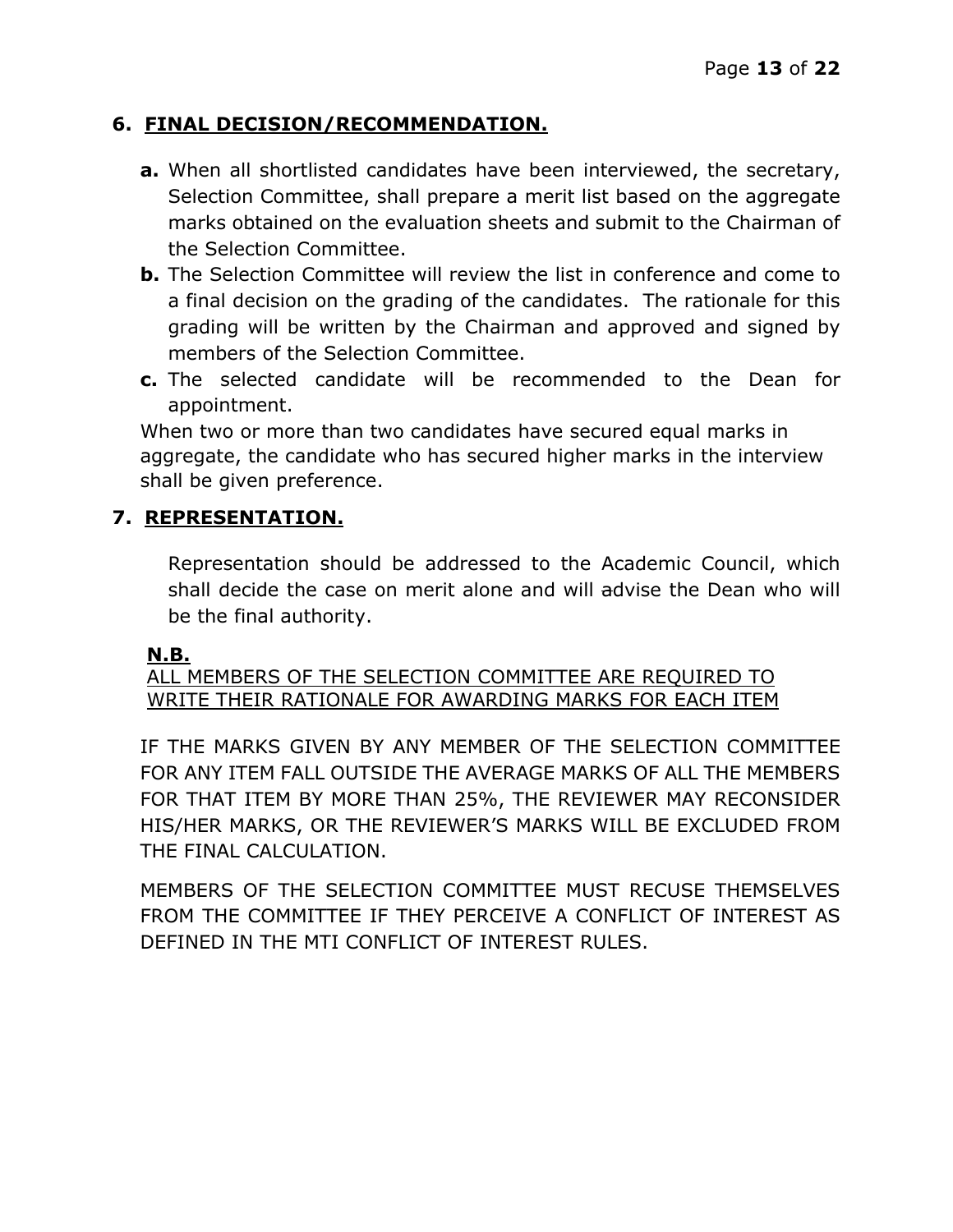## 6. FINAL DECISION/RECOMMENDATION.

- **a.** When all shortlisted candidates have been interviewed, the secretary, Selection Committee, shall prepare a merit list based on the aggregate marks obtained on the evaluation sheets and submit to the Chairman of the Selection Committee.
- **b.** The Selection Committee will review the list in conference and come to a final decision on the grading of the candidates. The rationale for this grading will be written by the Chairman and approved and signed by members of the Selection Committee.
- **c.** The selected candidate will be recommended to the Dean for appointment.

When two or more than two candidates have secured equal marks in aggregate, the candidate who has secured higher marks in the interview shall be given preference.

## 7. REPRESENTATION.

Representation should be addressed to the Academic Council, which shall decide the case on merit alone and will advise the Dean who will be the final authority.

**N.B.**
ALL MEMBERS OF THE SELECTION COMMITTEE ARE REQUIRED TO WRITE THEIR RATIONALE FOR AWARDING MARKS FOR EACH ITEM

IF THE MARKS GIVEN BY ANY MEMBER OF THE SELECTION COMMITTEE FOR ANY ITEM FALL OUTSIDE THE AVERAGE MARKS OF ALL THE MEMBERS FOR THAT ITEM BY MORE THAN 25%, THE REVIEWER MAY RECONSIDER HIS/HER MARKS, OR THE REVIEWER'S MARKS WILL BE EXCLUDED FROM THE FINAL CALCULATION.

MEMBERS OF THE SELECTION COMMITTEE MUST RECUSE THEMSELVES FROM THE COMMITTEE IF THEY PERCEIVE A CONFLICT OF INTEREST AS DEFINED IN THE MTI CONFLICT OF INTEREST RULES.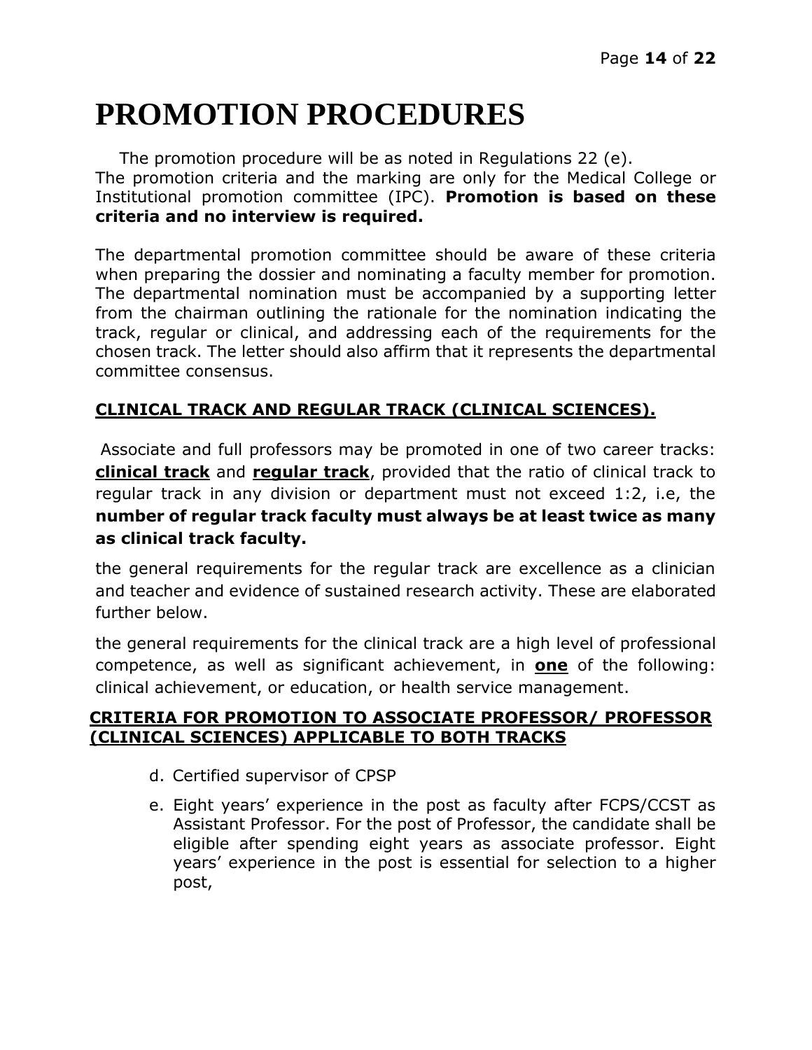# PROMOTION PROCEDURES

The promotion procedure will be as noted in Regulations 22 (e).
The promotion criteria and the marking are only for the Medical College or Institutional promotion committee (IPC). **Promotion is based on these criteria and no interview is required.**

The departmental promotion committee should be aware of these criteria when preparing the dossier and nominating a faculty member for promotion. The departmental nomination must be accompanied by a supporting letter from the chairman outlining the rationale for the nomination indicating the track, regular or clinical, and addressing each of the requirements for the chosen track. The letter should also affirm that it represents the departmental committee consensus.

## CLINICAL TRACK AND REGULAR TRACK (CLINICAL SCIENCES).

Associate and full professors may be promoted in one of two career tracks: **clinical track** and **regular track**, provided that the ratio of clinical track to regular track in any division or department must not exceed 1:2, i.e, the **number of regular track faculty must always be at least twice as many as clinical track faculty.**

the general requirements for the regular track are excellence as a clinician and teacher and evidence of sustained research activity. These are elaborated further below.

the general requirements for the clinical track are a high level of professional competence, as well as significant achievement, in **one** of the following: clinical achievement, or education, or health service management.

## CRITERIA FOR PROMOTION TO ASSOCIATE PROFESSOR/ PROFESSOR (CLINICAL SCIENCES) APPLICABLE TO BOTH TRACKS

d. Certified supervisor of CPSP

e. Eight years' experience in the post as faculty after FCPS/CCST as Assistant Professor. For the post of Professor, the candidate shall be eligible after spending eight years as associate professor. Eight years' experience in the post is essential for selection to a higher post,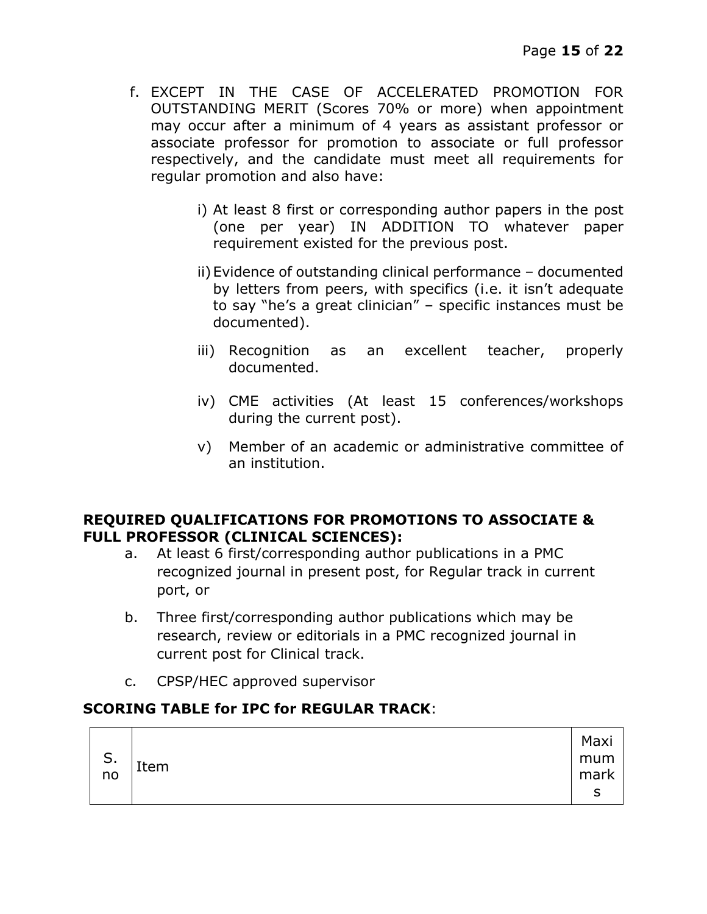f. EXCEPT IN THE CASE OF ACCELERATED PROMOTION FOR OUTSTANDING MERIT (Scores 70% or more) when appointment may occur after a minimum of 4 years as assistant professor or associate professor for promotion to associate or full professor respectively, and the candidate must meet all requirements for regular promotion and also have:

   i) At least 8 first or corresponding author papers in the post (one per year) IN ADDITION TO whatever paper requirement existed for the previous post.

   ii) Evidence of outstanding clinical performance – documented by letters from peers, with specifics (i.e. it isn't adequate to say "he's a great clinician" – specific instances must be documented).

   iii) Recognition as an excellent teacher, properly documented.

   iv) CME activities (At least 15 conferences/workshops during the current post).

   v) Member of an academic or administrative committee of an institution.

**REQUIRED QUALIFICATIONS FOR PROMOTIONS TO ASSOCIATE & FULL PROFESSOR (CLINICAL SCIENCES):**

a. At least 6 first/corresponding author publications in a PMC recognized journal in present post, for Regular track in current port, or

b. Three first/corresponding author publications which may be research, review or editorials in a PMC recognized journal in current post for Clinical track.

c. CPSP/HEC approved supervisor

**SCORING TABLE for IPC for REGULAR TRACK**:

| S. no | Item | Maximum marks |
|---|---|---|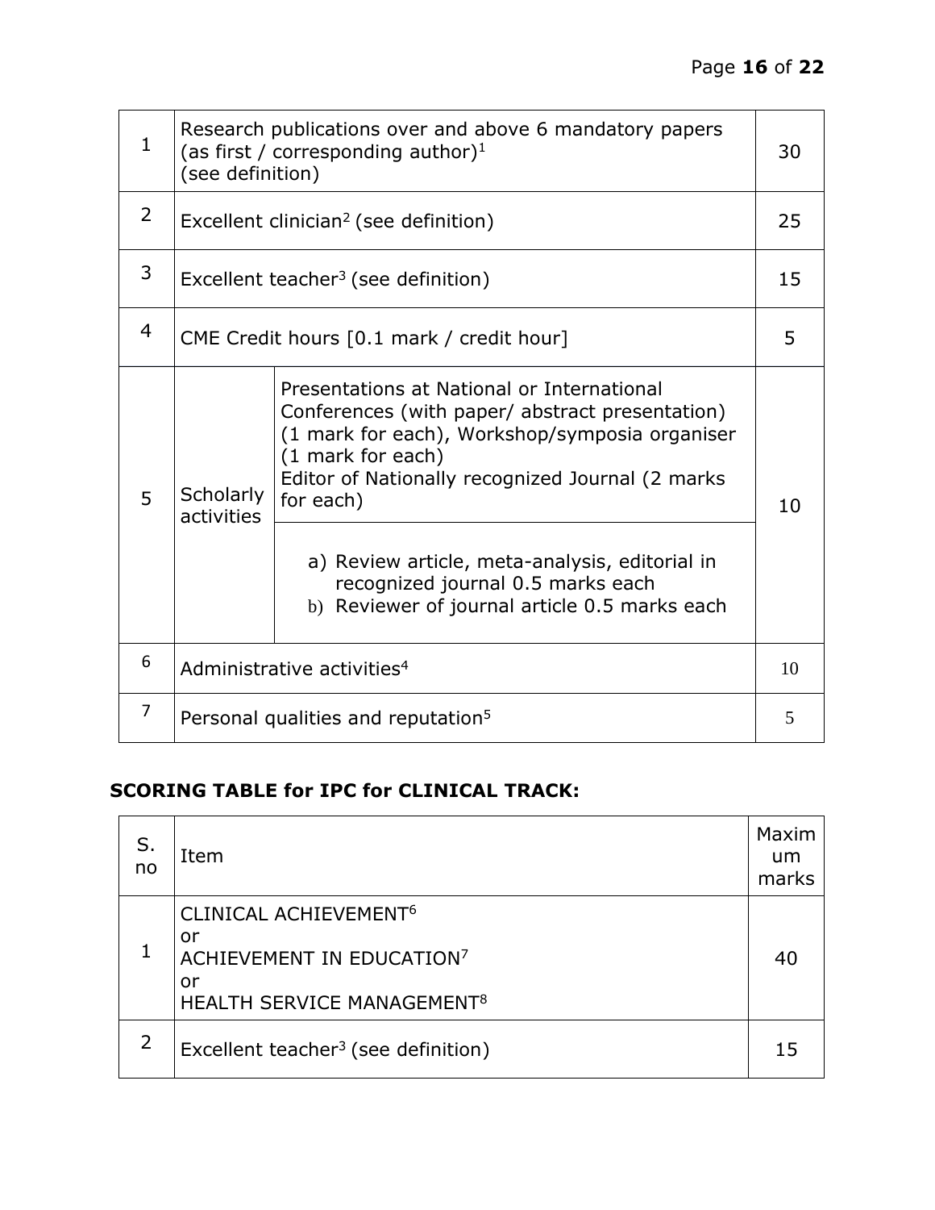| | | | |
|---|---|---|---|
| 1 | Research publications over and above 6 mandatory papers (as first / corresponding author)[1] (see definition) | | 30 |
| 2 | Excellent clinician[2] (see definition) | | 25 |
| 3 | Excellent teacher[3] (see definition) | | 15 |
| 4 | CME Credit hours [0.1 mark / credit hour] | | 5 |
| 5 | Scholarly activities | Presentations at National or International Conferences (with paper/ abstract presentation) (1 mark for each), Workshop/symposia organiser (1 mark for each)<br>Editor of Nationally recognized Journal (2 marks for each) | 10 |
| | | a) Review article, meta-analysis, editorial in recognized journal 0.5 marks each<br>b) Reviewer of journal article 0.5 marks each | |
| 6 | Administrative activities[4] | | 10 |
| 7 | Personal qualities and reputation[5] | | 5 |

**SCORING TABLE for IPC for CLINICAL TRACK:**

| S. no | Item | Maximum marks |
|---|---|---|
| 1 | CLINICAL ACHIEVEMENT[6]<br>or<br>ACHIEVEMENT IN EDUCATION[7]<br>or<br>HEALTH SERVICE MANAGEMENT[8] | 40 |
| 2 | Excellent teacher[3] (see definition) | 15 |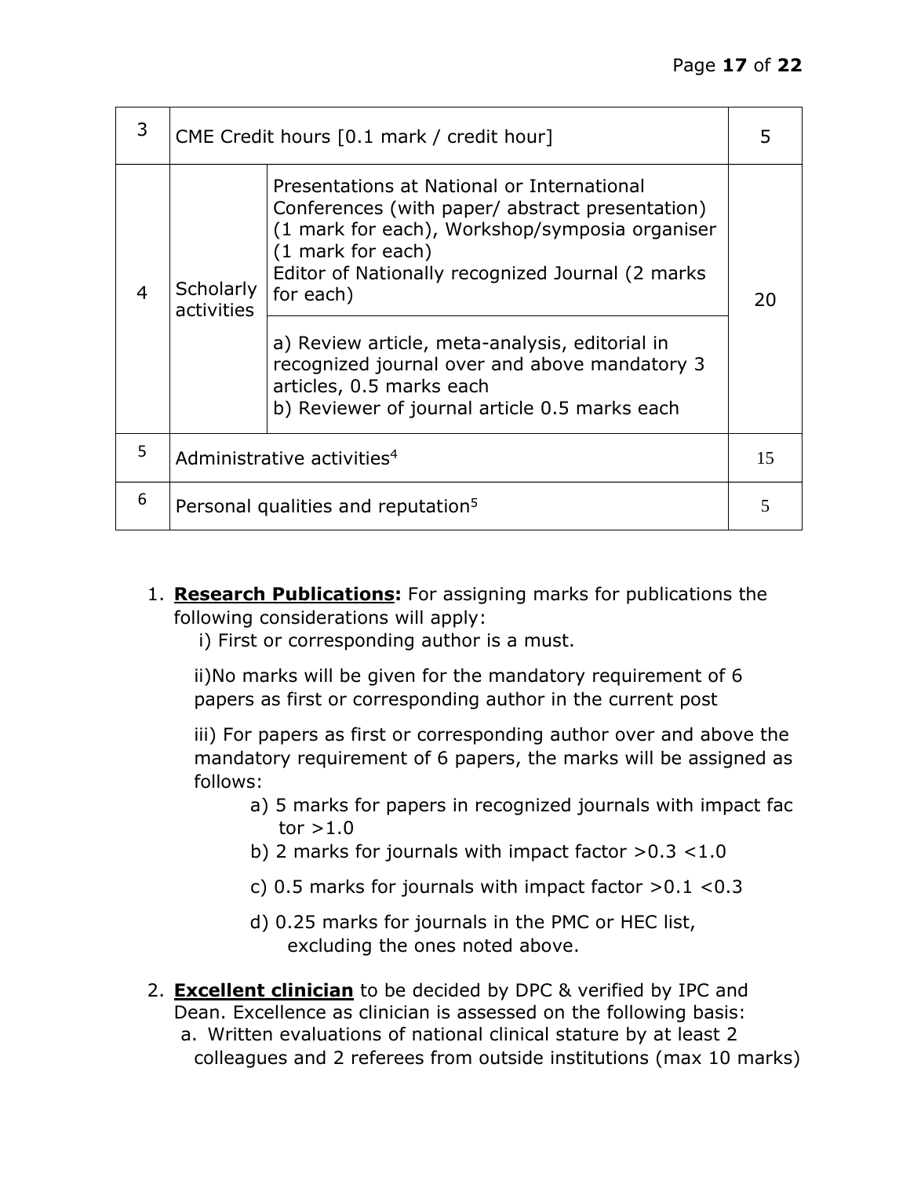| | | | |
|---|---|---|---|
| 3 | CME Credit hours [0.1 mark / credit hour] | | 5 |
| 4 | Scholarly activities | Presentations at National or International Conferences (with paper/ abstract presentation) (1 mark for each), Workshop/symposia organiser (1 mark for each)<br>Editor of Nationally recognized Journal (2 marks for each) | 20 |
| | | a) Review article, meta-analysis, editorial in recognized journal over and above mandatory 3 articles, 0.5 marks each<br>b) Reviewer of journal article 0.5 marks each | |
| 5 | Administrative activities[4] | | 15 |
| 6 | Personal qualities and reputation[5] | | 5 |

1. **<u>Research Publications</u>:** For assigning marks for publications the following considerations will apply:

   i) First or corresponding author is a must.

   ii)No marks will be given for the mandatory requirement of 6 papers as first or corresponding author in the current post

   iii) For papers as first or corresponding author over and above the mandatory requirement of 6 papers, the marks will be assigned as follows:

      a) 5 marks for papers in recognized journals with impact fac tor >1.0
      b) 2 marks for journals with impact factor >0.3 <1.0
      c) 0.5 marks for journals with impact factor >0.1 <0.3
      d) 0.25 marks for journals in the PMC or HEC list, excluding the ones noted above.

2. **<u>Excellent clinician</u>** to be decided by DPC & verified by IPC and Dean. Excellence as clinician is assessed on the following basis:

   a. Written evaluations of national clinical stature by at least 2 colleagues and 2 referees from outside institutions (max 10 marks)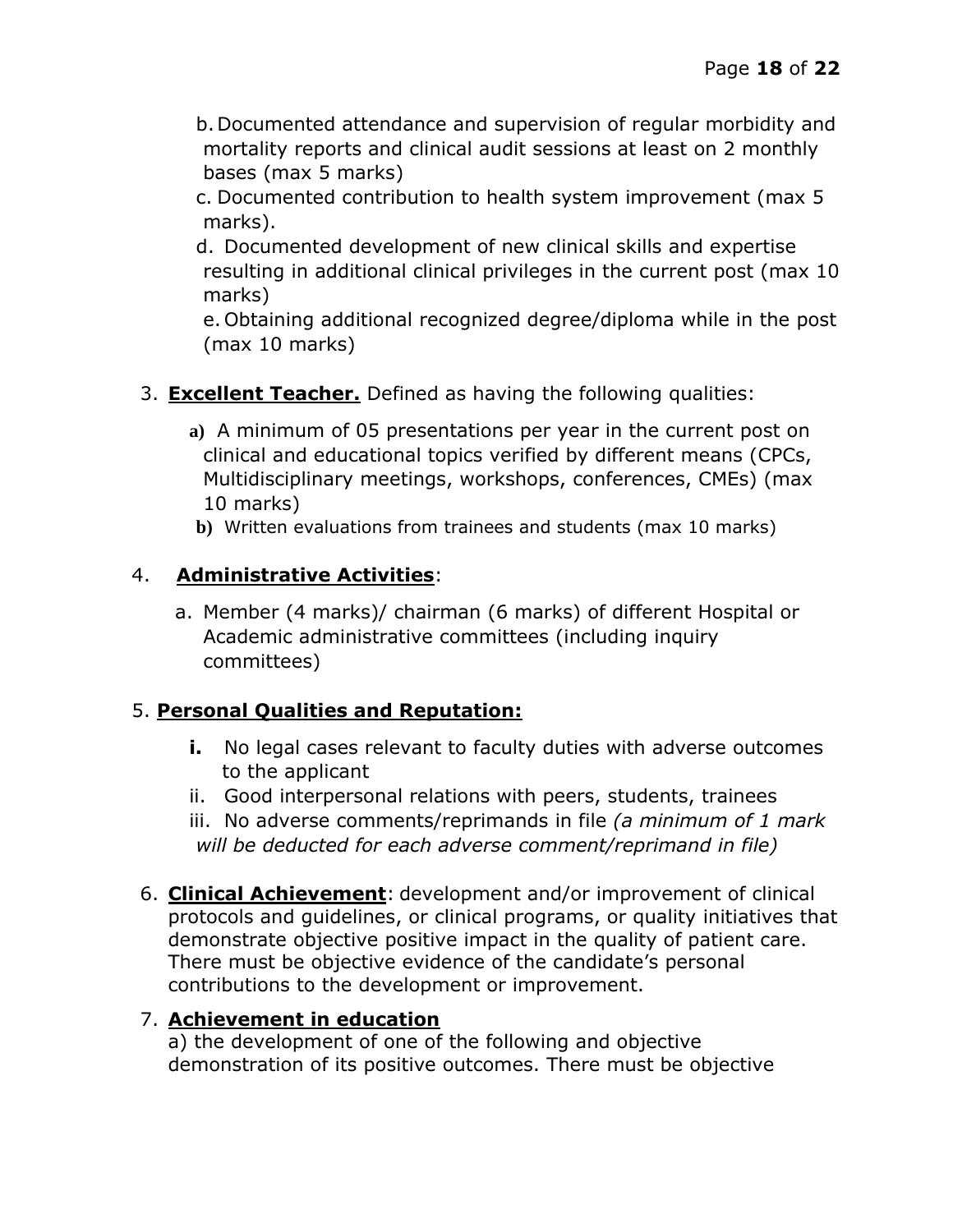b. Documented attendance and supervision of regular morbidity and mortality reports and clinical audit sessions at least on 2 monthly bases (max 5 marks)

c. Documented contribution to health system improvement (max 5 marks).

d. Documented development of new clinical skills and expertise resulting in additional clinical privileges in the current post (max 10 marks)

e. Obtaining additional recognized degree/diploma while in the post (max 10 marks)

3. **Excellent Teacher.** Defined as having the following qualities:

   a) A minimum of 05 presentations per year in the current post on clinical and educational topics verified by different means (CPCs, Multidisciplinary meetings, workshops, conferences, CMEs) (max 10 marks)

   b) Written evaluations from trainees and students (max 10 marks)

4. **Administrative Activities**:

   a. Member (4 marks)/ chairman (6 marks) of different Hospital or Academic administrative committees (including inquiry committees)

5. **Personal Qualities and Reputation:**

   **i.** No legal cases relevant to faculty duties with adverse outcomes to the applicant

   ii. Good interpersonal relations with peers, students, trainees

   iii. No adverse comments/reprimands in file *(a minimum of 1 mark will be deducted for each adverse comment/reprimand in file)*

6. **Clinical Achievement**: development and/or improvement of clinical protocols and guidelines, or clinical programs, or quality initiatives that demonstrate objective positive impact in the quality of patient care. There must be objective evidence of the candidate's personal contributions to the development or improvement.

7. **Achievement in education**

   a) the development of one of the following and objective demonstration of its positive outcomes. There must be objective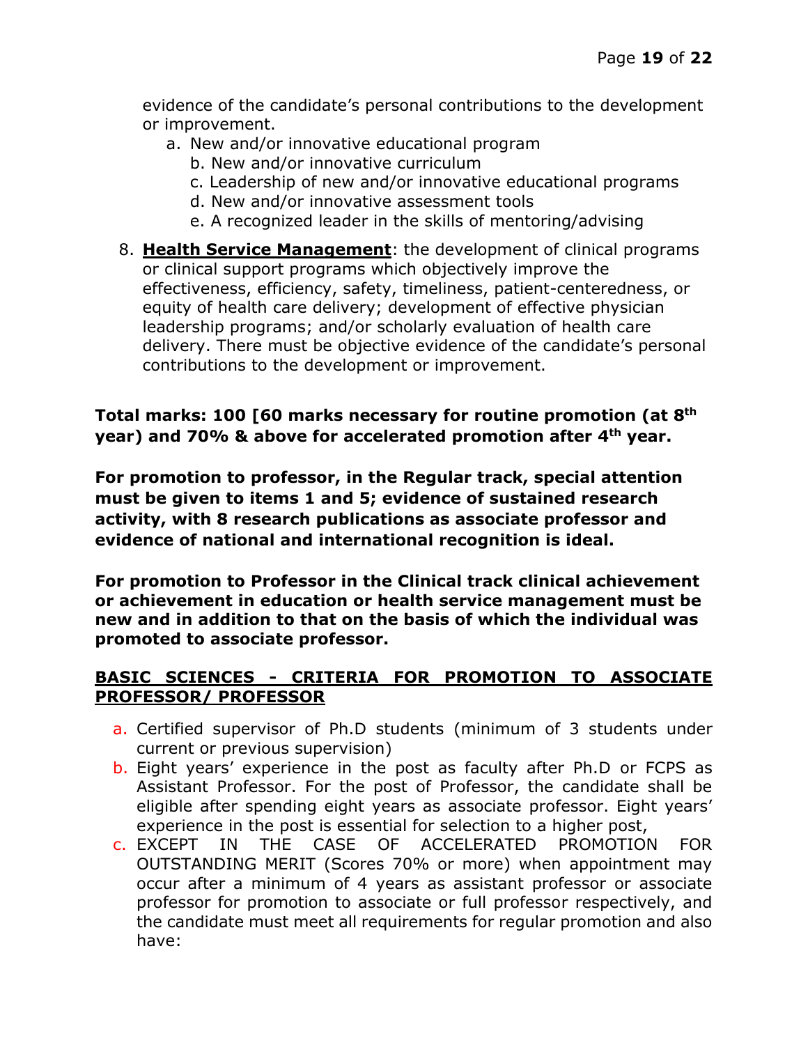evidence of the candidate's personal contributions to the development or improvement.

a. New and/or innovative educational program
b. New and/or innovative curriculum
c. Leadership of new and/or innovative educational programs
d. New and/or innovative assessment tools
e. A recognized leader in the skills of mentoring/advising

8. **Health Service Management**: the development of clinical programs or clinical support programs which objectively improve the effectiveness, efficiency, safety, timeliness, patient-centeredness, or equity of health care delivery; development of effective physician leadership programs; and/or scholarly evaluation of health care delivery. There must be objective evidence of the candidate's personal contributions to the development or improvement.

**Total marks: 100 [60 marks necessary for routine promotion (at 8th year) and 70% & above for accelerated promotion after 4th year.**

**For promotion to professor, in the Regular track, special attention must be given to items 1 and 5; evidence of sustained research activity, with 8 research publications as associate professor and evidence of national and international recognition is ideal.**

**For promotion to Professor in the Clinical track clinical achievement or achievement in education or health service management must be new and in addition to that on the basis of which the individual was promoted to associate professor.**

## BASIC SCIENCES - CRITERIA FOR PROMOTION TO ASSOCIATE PROFESSOR/ PROFESSOR

a. Certified supervisor of Ph.D students (minimum of 3 students under current or previous supervision)
b. Eight years' experience in the post as faculty after Ph.D or FCPS as Assistant Professor. For the post of Professor, the candidate shall be eligible after spending eight years as associate professor. Eight years' experience in the post is essential for selection to a higher post,
c. EXCEPT IN THE CASE OF ACCELERATED PROMOTION FOR OUTSTANDING MERIT (Scores 70% or more) when appointment may occur after a minimum of 4 years as assistant professor or associate professor for promotion to associate or full professor respectively, and the candidate must meet all requirements for regular promotion and also have: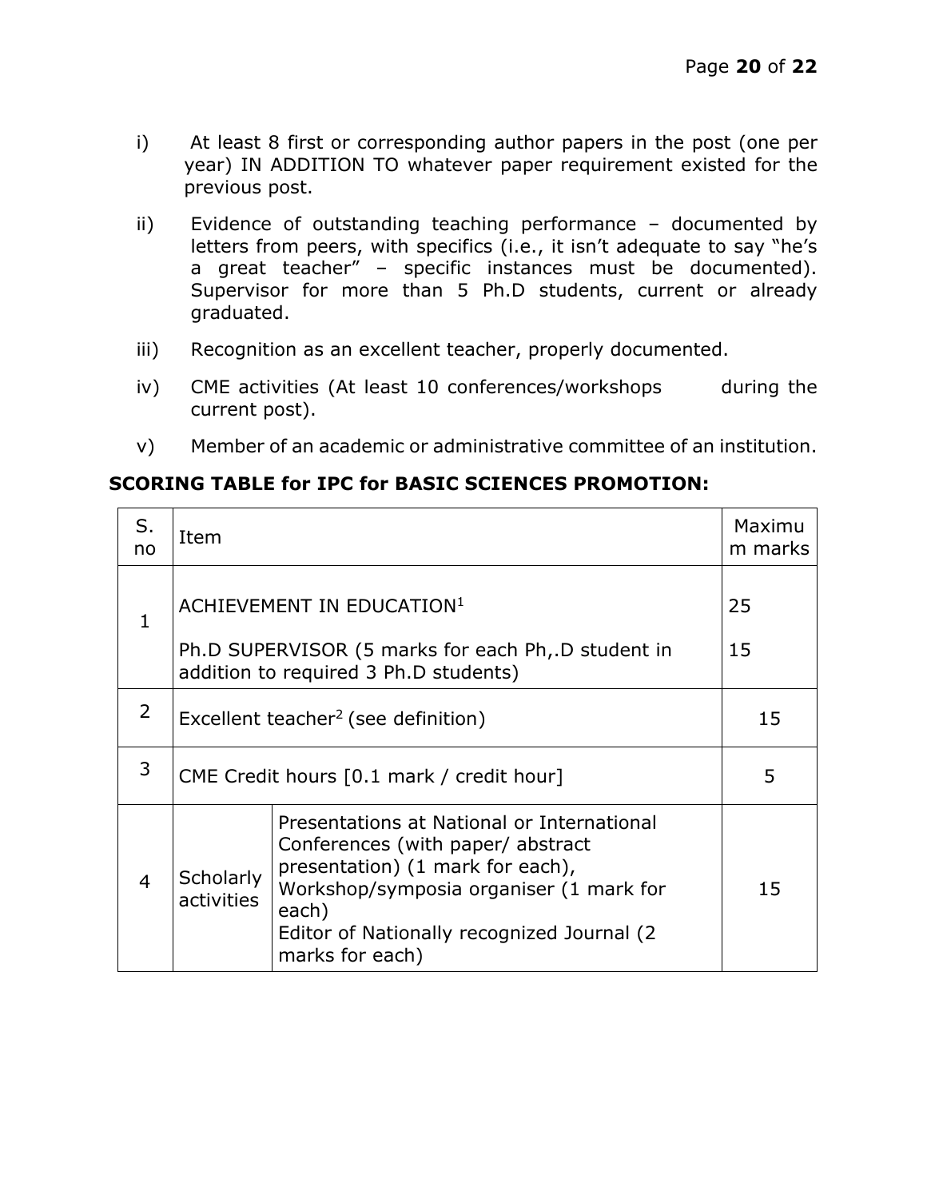i) At least 8 first or corresponding author papers in the post (one per year) IN ADDITION TO whatever paper requirement existed for the previous post.

ii) Evidence of outstanding teaching performance – documented by letters from peers, with specifics (i.e., it isn't adequate to say "he's a great teacher" – specific instances must be documented). Supervisor for more than 5 Ph.D students, current or already graduated.

iii) Recognition as an excellent teacher, properly documented.

iv) CME activities (At least 10 conferences/workshops during the current post).

v) Member of an academic or administrative committee of an institution.

**SCORING TABLE for IPC for BASIC SCIENCES PROMOTION:**

| S. no | Item | | Maximum marks |
|---|---|---|---|
| 1 | ACHIEVEMENT IN EDUCATION[1]<br><br>Ph.D SUPERVISOR (5 marks for each Ph,.D student in addition to required 3 Ph.D students) | | 25<br><br>15 |
| 2 | Excellent teacher[2] (see definition) | | 15 |
| 3 | CME Credit hours [0.1 mark / credit hour] | | 5 |
| 4 | Scholarly activities | Presentations at National or International Conferences (with paper/ abstract presentation) (1 mark for each),<br>Workshop/symposia organiser (1 mark for each)<br>Editor of Nationally recognized Journal (2 marks for each) | 15 |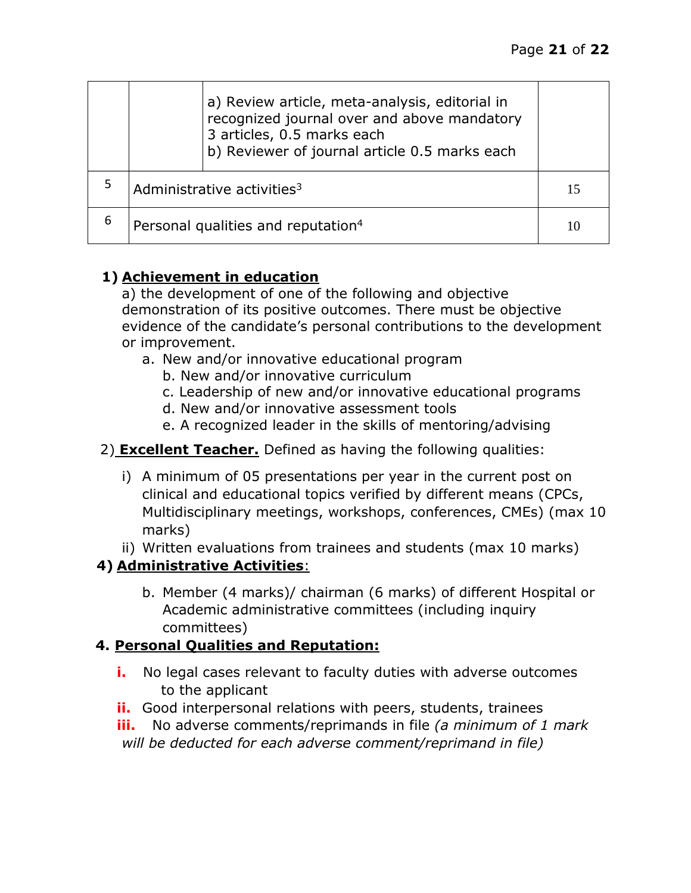| | | | |
|---|---|---|---|
| | | a) Review article, meta-analysis, editorial in recognized journal over and above mandatory 3 articles, 0.5 marks each<br>b) Reviewer of journal article 0.5 marks each | |
| 5 | Administrative activities[3] | | 15 |
| 6 | Personal qualities and reputation[4] | | 10 |

**1) <u>Achievement in education</u>**

a) the development of one of the following and objective demonstration of its positive outcomes. There must be objective evidence of the candidate's personal contributions to the development or improvement.

a. New and/or innovative educational program
b. New and/or innovative curriculum
c. Leadership of new and/or innovative educational programs
d. New and/or innovative assessment tools
e. A recognized leader in the skills of mentoring/advising

2) **<u>Excellent Teacher.</u>** Defined as having the following qualities:

i) A minimum of 05 presentations per year in the current post on clinical and educational topics verified by different means (CPCs, Multidisciplinary meetings, workshops, conferences, CMEs) (max 10 marks)
ii) Written evaluations from trainees and students (max 10 marks)

**4) <u>Administrative Activities</u>**:

b. Member (4 marks)/ chairman (6 marks) of different Hospital or Academic administrative committees (including inquiry committees)

**4. <u>Personal Qualities and Reputation:</u>**

**i.** No legal cases relevant to faculty duties with adverse outcomes to the applicant
**ii.** Good interpersonal relations with peers, students, trainees
**iii.** No adverse comments/reprimands in file *(a minimum of 1 mark will be deducted for each adverse comment/reprimand in file)*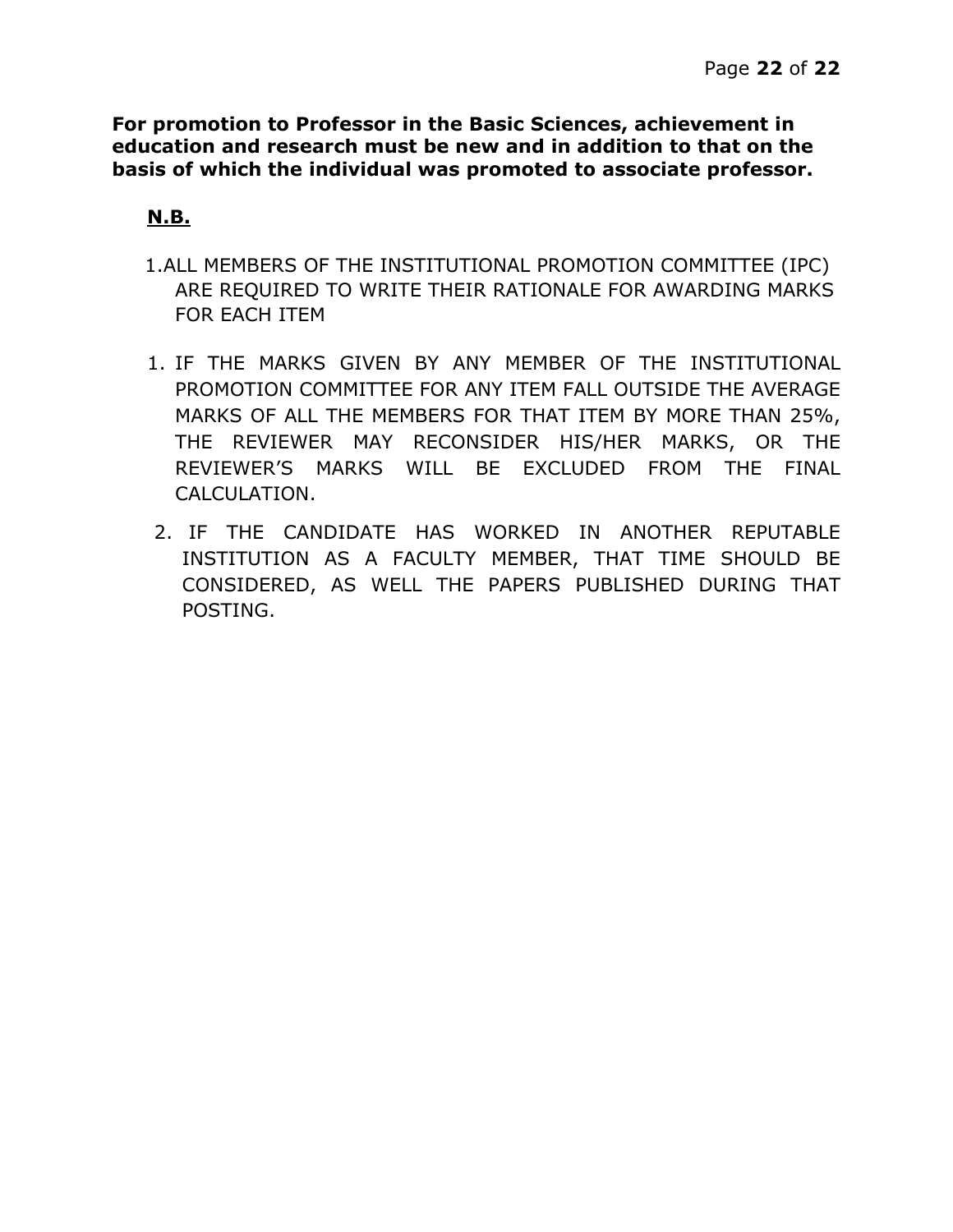**For promotion to Professor in the Basic Sciences, achievement in education and research must be new and in addition to that on the basis of which the individual was promoted to associate professor.**

**N.B.**

1. ALL MEMBERS OF THE INSTITUTIONAL PROMOTION COMMITTEE (IPC) ARE REQUIRED TO WRITE THEIR RATIONALE FOR AWARDING MARKS FOR EACH ITEM

1. IF THE MARKS GIVEN BY ANY MEMBER OF THE INSTITUTIONAL PROMOTION COMMITTEE FOR ANY ITEM FALL OUTSIDE THE AVERAGE MARKS OF ALL THE MEMBERS FOR THAT ITEM BY MORE THAN 25%, THE REVIEWER MAY RECONSIDER HIS/HER MARKS, OR THE REVIEWER'S MARKS WILL BE EXCLUDED FROM THE FINAL CALCULATION.

2. IF THE CANDIDATE HAS WORKED IN ANOTHER REPUTABLE INSTITUTION AS A FACULTY MEMBER, THAT TIME SHOULD BE CONSIDERED, AS WELL THE PAPERS PUBLISHED DURING THAT POSTING.